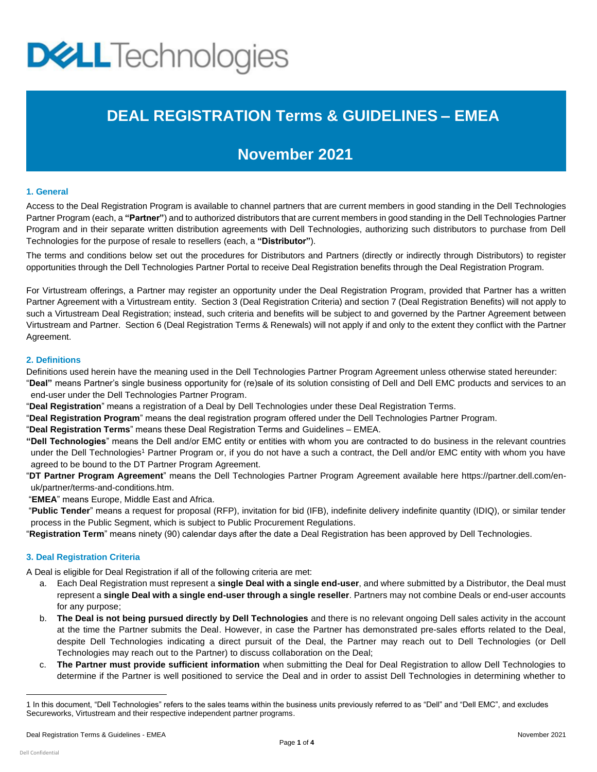# DEAL REGISTRATION Terms & GUIDELINES – EMEA

## November 2021

### 1. General

Access to the Deal Registration Program is available to channel partners that are current members in good standing in the Dell Technologies Partner Program (each, a **"Partner"**) and to authorized distributors that are current members in good standing in the Dell Technologies Partner Program and in their separate written distribution agreements with Dell Technologies, authorizing such distributors to purchase from Dell Technologies for the purpose of resale to resellers (each, a **"Distributor"**).

The terms and conditions below set out the procedures for Distributors and Partners (directly or indirectly through Distributors) to register opportunities through the Dell Technologies Partner Portal to receive Deal Registration benefits through the Deal Registration Program.

For Virtustream offerings, a Partner may register an opportunity under the Deal Registration Program, provided that Partner has a written Partner Agreement with a Virtustream entity. Section 3 (Deal Registration Criteria) and section 7 (Deal Registration Benefits) will not apply to such a Virtustream Deal Registration; instead, such criteria and benefits will be subject to and governed by the Partner Agreement between Virtustream and Partner. Section 6 (Deal Registration Terms & Renewals) will not apply if and only to the extent they conflict with the Partner Agreement.

### 2. Definitions

Definitions used herein have the meaning used in the Dell Technologies Partner Program Agreement unless otherwise stated hereunder:

"**Deal**" means Partner's single business opportunity for (re)sale of its solution consisting of Dell and Dell EMC products and services to an end-user under the Dell Technologies Partner Program.

"**Deal Registration**" means a registration of a Deal by Dell Technologies under these Deal Registration Terms.

"**Deal Registration Program**" means the deal registration program offered under the Dell Technologies Partner Program.

"**Deal Registration Terms**" means these Deal Registration Terms and Guidelines – EMEA.

"**Dell Technologies**" means the Dell and/or EMC entity or entities with whom you are contracted to do business in the relevant countries under the Dell Technologies[1] Partner Program or, if you do not have a such a contract, the Dell and/or EMC entity with whom you have agreed to be bound to the DT Partner Program Agreement.

"**DT Partner Program Agreement**" means the Dell Technologies Partner Program Agreement available here https://partner.dell.com/en-uk/partner/terms-and-conditions.htm.

"**EMEA**" means Europe, Middle East and Africa.

"**Public Tender**" means a request for proposal (RFP), invitation for bid (IFB), indefinite delivery indefinite quantity (IDIQ), or similar tender process in the Public Segment, which is subject to Public Procurement Regulations.

"**Registration Term**" means ninety (90) calendar days after the date a Deal Registration has been approved by Dell Technologies.

### 3. Deal Registration Criteria

A Deal is eligible for Deal Registration if all of the following criteria are met:

a. Each Deal Registration must represent a **single Deal with a single end-user**, and where submitted by a Distributor, the Deal must represent a **single Deal with a single end-user through a single reseller**. Partners may not combine Deals or end-user accounts for any purpose;

b. **The Deal is not being pursued directly by Dell Technologies** and there is no relevant ongoing Dell sales activity in the account at the time the Partner submits the Deal. However, in case the Partner has demonstrated pre-sales efforts related to the Deal, despite Dell Technologies indicating a direct pursuit of the Deal, the Partner may reach out to Dell Technologies (or Dell Technologies may reach out to the Partner) to discuss collaboration on the Deal;

c. **The Partner must provide sufficient information** when submitting the Deal for Deal Registration to allow Dell Technologies to determine if the Partner is well positioned to service the Deal and in order to assist Dell Technologies in determining whether to

---

[1] In this document, "Dell Technologies" refers to the sales teams within the business units previously referred to as "Dell" and "Dell EMC", and excludes Secureworks, Virtustream and their respective independent partner programs.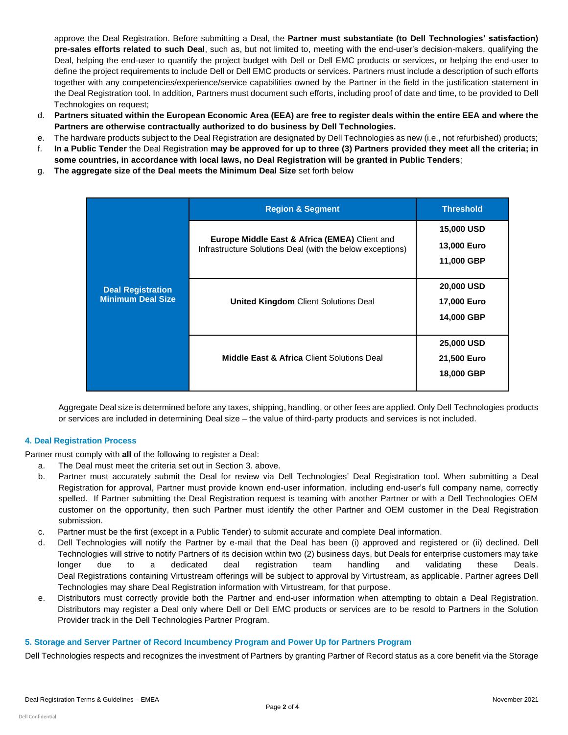approve the Deal Registration. Before submitting a Deal, the **Partner must substantiate (to Dell Technologies' satisfaction) pre-sales efforts related to such Deal**, such as, but not limited to, meeting with the end-user's decision-makers, qualifying the Deal, helping the end-user to quantify the project budget with Dell or Dell EMC products or services, or helping the end-user to define the project requirements to include Dell or Dell EMC products or services. Partners must include a description of such efforts together with any competencies/experience/service capabilities owned by the Partner in the field in the justification statement in the Deal Registration tool. In addition, Partners must document such efforts, including proof of date and time, to be provided to Dell Technologies on request;

d. **Partners situated within the European Economic Area (EEA) are free to register deals within the entire EEA and where the Partners are otherwise contractually authorized to do business by Dell Technologies.**
e. The hardware products subject to the Deal Registration are designated by Dell Technologies as new (i.e., not refurbished) products;
f. **In a Public Tender** the Deal Registration **may be approved for up to three (3) Partners provided they meet all the criteria; in some countries, in accordance with local laws, no Deal Registration will be granted in Public Tenders**;
g. **The aggregate size of the Deal meets the Minimum Deal Size** set forth below

| | Region & Segment | Threshold |
|---|---|---|
| **Deal Registration Minimum Deal Size** | **Europe Middle East & Africa (EMEA)** Client and Infrastructure Solutions Deal (with the below exceptions) | **15,000 USD**<br>**13,000 Euro**<br>**11,000 GBP** |
| | **United Kingdom** Client Solutions Deal | **20,000 USD**<br>**17,000 Euro**<br>**14,000 GBP** |
| | **Middle East & Africa** Client Solutions Deal | **25,000 USD**<br>**21,500 Euro**<br>**18,000 GBP** |

Aggregate Deal size is determined before any taxes, shipping, handling, or other fees are applied. Only Dell Technologies products or services are included in determining Deal size – the value of third-party products and services is not included.

### 4. Deal Registration Process

Partner must comply with **all** of the following to register a Deal:

a. The Deal must meet the criteria set out in Section 3. above.
b. Partner must accurately submit the Deal for review via Dell Technologies' Deal Registration tool. When submitting a Deal Registration for approval, Partner must provide known end-user information, including end-user's full company name, correctly spelled. If Partner submitting the Deal Registration request is teaming with another Partner or with a Dell Technologies OEM customer on the opportunity, then such Partner must identify the other Partner and OEM customer in the Deal Registration submission.
c. Partner must be the first (except in a Public Tender) to submit accurate and complete Deal information.
d. Dell Technologies will notify the Partner by e-mail that the Deal has been (i) approved and registered or (ii) declined. Dell Technologies will strive to notify Partners of its decision within two (2) business days, but Deals for enterprise customers may take longer due to a dedicated deal registration team handling and validating these Deals. Deal Registrations containing Virtustream offerings will be subject to approval by Virtustream, as applicable. Partner agrees Dell Technologies may share Deal Registration information with Virtustream, for that purpose.
e. Distributors must correctly provide both the Partner and end-user information when attempting to obtain a Deal Registration. Distributors may register a Deal only where Dell or Dell EMC products or services are to be resold to Partners in the Solution Provider track in the Dell Technologies Partner Program.

### 5. Storage and Server Partner of Record Incumbency Program and Power Up for Partners Program

Dell Technologies respects and recognizes the investment of Partners by granting Partner of Record status as a core benefit via the Storage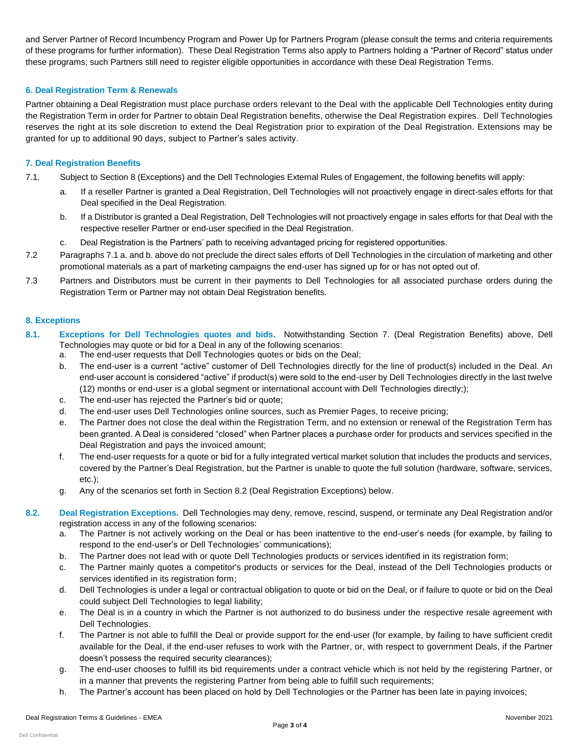and Server Partner of Record Incumbency Program and Power Up for Partners Program (please consult the terms and criteria requirements of these programs for further information). These Deal Registration Terms also apply to Partners holding a "Partner of Record" status under these programs; such Partners still need to register eligible opportunities in accordance with these Deal Registration Terms.

### 6. Deal Registration Term & Renewals

Partner obtaining a Deal Registration must place purchase orders relevant to the Deal with the applicable Dell Technologies entity during the Registration Term in order for Partner to obtain Deal Registration benefits, otherwise the Deal Registration expires. Dell Technologies reserves the right at its sole discretion to extend the Deal Registration prior to expiration of the Deal Registration. Extensions may be granted for up to additional 90 days, subject to Partner's sales activity.

### 7. Deal Registration Benefits

7.1. Subject to Section 8 (Exceptions) and the Dell Technologies External Rules of Engagement, the following benefits will apply:

  a. If a reseller Partner is granted a Deal Registration, Dell Technologies will not proactively engage in direct-sales efforts for that Deal specified in the Deal Registration.

  b. If a Distributor is granted a Deal Registration, Dell Technologies will not proactively engage in sales efforts for that Deal with the respective reseller Partner or end-user specified in the Deal Registration.

  c. Deal Registration is the Partners' path to receiving advantaged pricing for registered opportunities.

7.2 Paragraphs 7.1 a. and b. above do not preclude the direct sales efforts of Dell Technologies in the circulation of marketing and other promotional materials as a part of marketing campaigns the end-user has signed up for or has not opted out of.

7.3 Partners and Distributors must be current in their payments to Dell Technologies for all associated purchase orders during the Registration Term or Partner may not obtain Deal Registration benefits.

### 8. Exceptions

**8.1. Exceptions for Dell Technologies quotes and bids.** Notwithstanding Section 7. (Deal Registration Benefits) above, Dell Technologies may quote or bid for a Deal in any of the following scenarios:

  a. The end-user requests that Dell Technologies quotes or bids on the Deal;

  b. The end-user is a current "active" customer of Dell Technologies directly for the line of product(s) included in the Deal. An end-user account is considered "active" if product(s) were sold to the end-user by Dell Technologies directly in the last twelve (12) months or end-user is a global segment or international account with Dell Technologies directly;);

  c. The end-user has rejected the Partner's bid or quote;

  d. The end-user uses Dell Technologies online sources, such as Premier Pages, to receive pricing;

  e. The Partner does not close the deal within the Registration Term, and no extension or renewal of the Registration Term has been granted. A Deal is considered "closed" when Partner places a purchase order for products and services specified in the Deal Registration and pays the invoiced amount;

  f. The end-user requests for a quote or bid for a fully integrated vertical market solution that includes the products and services, covered by the Partner's Deal Registration, but the Partner is unable to quote the full solution (hardware, software, services, etc.);

  g. Any of the scenarios set forth in Section 8.2 (Deal Registration Exceptions) below.

**8.2. Deal Registration Exceptions.** Dell Technologies may deny, remove, rescind, suspend, or terminate any Deal Registration and/or registration access in any of the following scenarios:

  a. The Partner is not actively working on the Deal or has been inattentive to the end-user's needs (for example, by failing to respond to the end-user's or Dell Technologies' communications);

  b. The Partner does not lead with or quote Dell Technologies products or services identified in its registration form;

  c. The Partner mainly quotes a competitor's products or services for the Deal, instead of the Dell Technologies products or services identified in its registration form;

  d. Dell Technologies is under a legal or contractual obligation to quote or bid on the Deal, or if failure to quote or bid on the Deal could subject Dell Technologies to legal liability;

  e. The Deal is in a country in which the Partner is not authorized to do business under the respective resale agreement with Dell Technologies.

  f. The Partner is not able to fulfill the Deal or provide support for the end-user (for example, by failing to have sufficient credit available for the Deal, if the end-user refuses to work with the Partner, or, with respect to government Deals, if the Partner doesn't possess the required security clearances);

  g. The end-user chooses to fulfill its bid requirements under a contract vehicle which is not held by the registering Partner, or in a manner that prevents the registering Partner from being able to fulfill such requirements;

  h. The Partner's account has been placed on hold by Dell Technologies or the Partner has been late in paying invoices;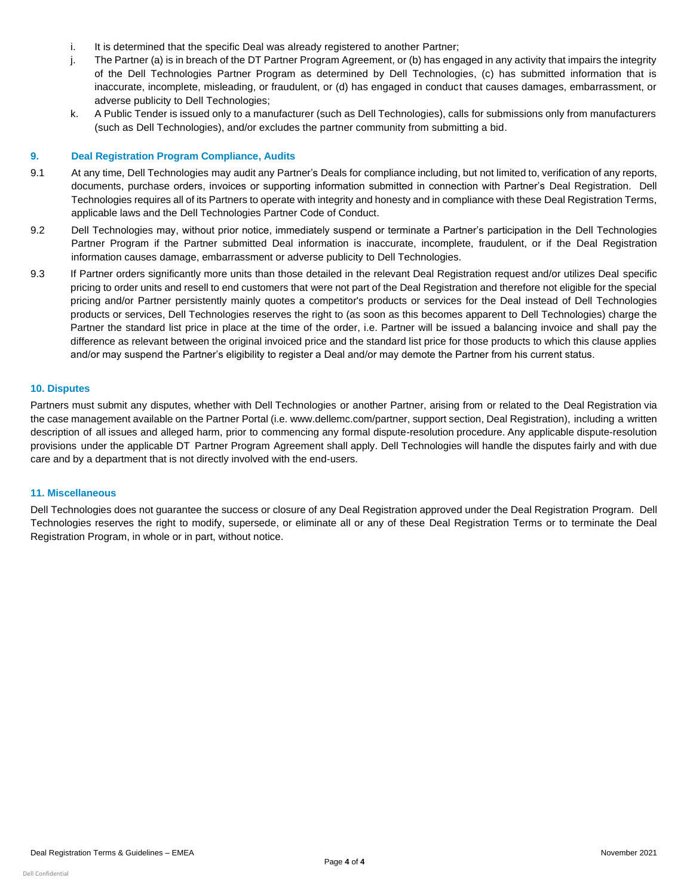i. It is determined that the specific Deal was already registered to another Partner;

j. The Partner (a) is in breach of the DT Partner Program Agreement, or (b) has engaged in any activity that impairs the integrity of the Dell Technologies Partner Program as determined by Dell Technologies, (c) has submitted information that is inaccurate, incomplete, misleading, or fraudulent, or (d) has engaged in conduct that causes damages, embarrassment, or adverse publicity to Dell Technologies;

k. A Public Tender is issued only to a manufacturer (such as Dell Technologies), calls for submissions only from manufacturers (such as Dell Technologies), and/or excludes the partner community from submitting a bid.

## 9. Deal Registration Program Compliance, Audits

9.1 At any time, Dell Technologies may audit any Partner's Deals for compliance including, but not limited to, verification of any reports, documents, purchase orders, invoices or supporting information submitted in connection with Partner's Deal Registration. Dell Technologies requires all of its Partners to operate with integrity and honesty and in compliance with these Deal Registration Terms, applicable laws and the Dell Technologies Partner Code of Conduct.

9.2 Dell Technologies may, without prior notice, immediately suspend or terminate a Partner's participation in the Dell Technologies Partner Program if the Partner submitted Deal information is inaccurate, incomplete, fraudulent, or if the Deal Registration information causes damage, embarrassment or adverse publicity to Dell Technologies.

9.3 If Partner orders significantly more units than those detailed in the relevant Deal Registration request and/or utilizes Deal specific pricing to order units and resell to end customers that were not part of the Deal Registration and therefore not eligible for the special pricing and/or Partner persistently mainly quotes a competitor's products or services for the Deal instead of Dell Technologies products or services, Dell Technologies reserves the right to (as soon as this becomes apparent to Dell Technologies) charge the Partner the standard list price in place at the time of the order, i.e. Partner will be issued a balancing invoice and shall pay the difference as relevant between the original invoiced price and the standard list price for those products to which this clause applies and/or may suspend the Partner's eligibility to register a Deal and/or may demote the Partner from his current status.

## 10. Disputes

Partners must submit any disputes, whether with Dell Technologies or another Partner, arising from or related to the Deal Registration via the case management available on the Partner Portal (i.e. www.dellemc.com/partner, support section, Deal Registration), including a written description of all issues and alleged harm, prior to commencing any formal dispute-resolution procedure. Any applicable dispute-resolution provisions under the applicable DT Partner Program Agreement shall apply. Dell Technologies will handle the disputes fairly and with due care and by a department that is not directly involved with the end-users.

## 11. Miscellaneous

Dell Technologies does not guarantee the success or closure of any Deal Registration approved under the Deal Registration Program. Dell Technologies reserves the right to modify, supersede, or eliminate all or any of these Deal Registration Terms or to terminate the Deal Registration Program, in whole or in part, without notice.